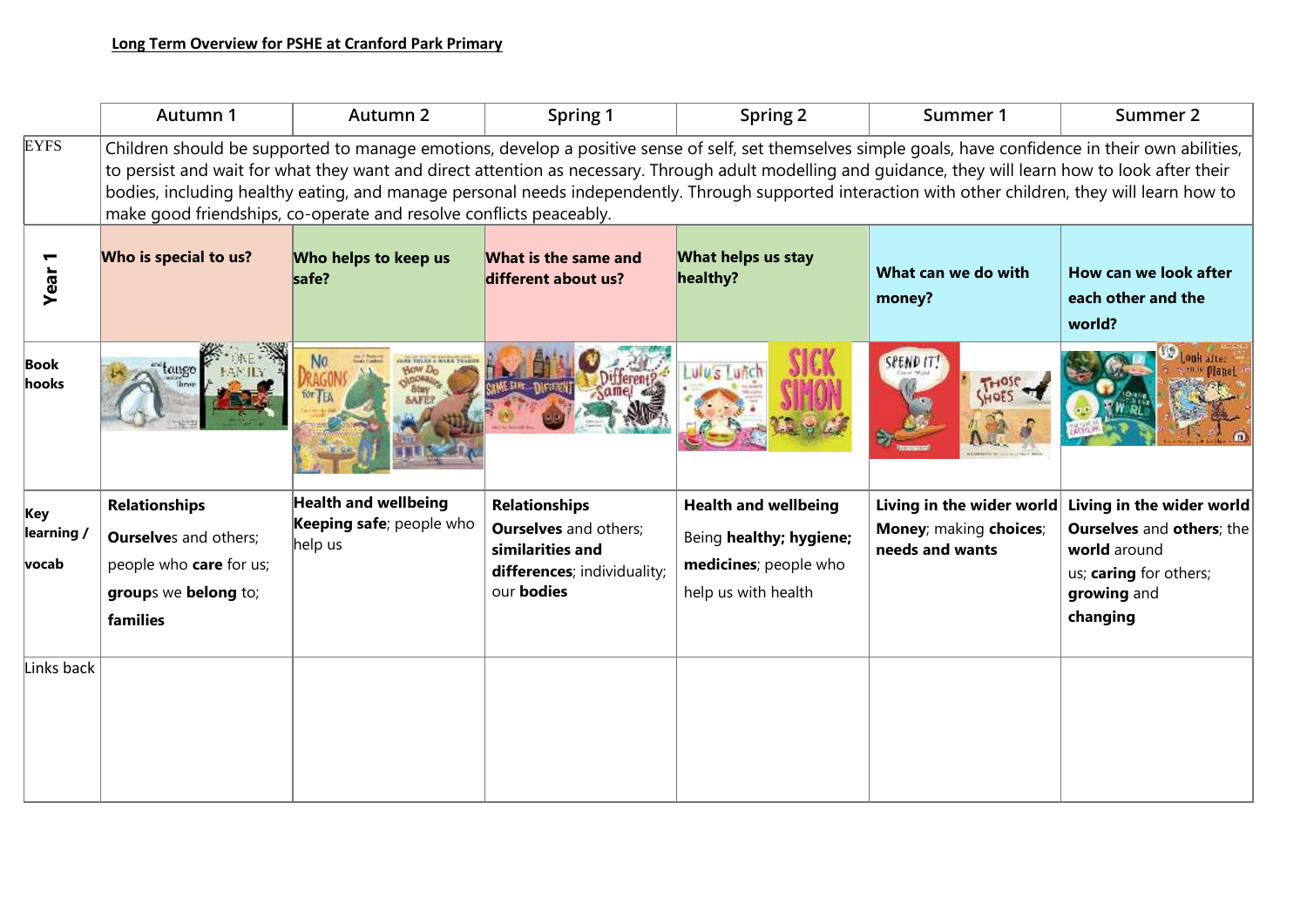**Long Term Overview for PSHE at Cranford Park Primary**

| | Autumn 1 | Autumn 2 | Spring 1 | Spring 2 | Summer 1 | Summer 2 |
|---|---|---|---|---|---|---|
| EYFS | Children should be supported to manage emotions, develop a positive sense of self, set themselves simple goals, have confidence in their own abilities, to persist and wait for what they want and direct attention as necessary. Through adult modelling and guidance, they will learn how to look after their bodies, including healthy eating, and manage personal needs independently. Through supported interaction with other children, they will learn how to make good friendships, co-operate and resolve conflicts peaceably. | | | | | |
| **Year 1** | **Who is special to us?** | **Who helps to keep us safe?** | **What is the same and different about us?** | **What helps us stay healthy?** | **What can we do with money?** | **How can we look after each other and the world?** |
| **Book hooks** | | | | | | |
| **Key learning / vocab** | **Relationships** **Ourselve**s and others; people who **care** for us; **group**s we **belong** to; **families** | **Health and wellbeing** **Keeping safe**; people who help us | **Relationships** **Ourselves** and others; **similarities and differences**; individuality; our **bodies** | **Health and wellbeing** Being **healthy; hygiene; medicines**; people who help us with health | **Living in the wider world** **Money**; making **choices**; **needs and wants** | **Living in the wider world** **Ourselves** and **others**; the **world** around us; **caring** for others; **growing** and **changing** |
| Links back | | | | | | |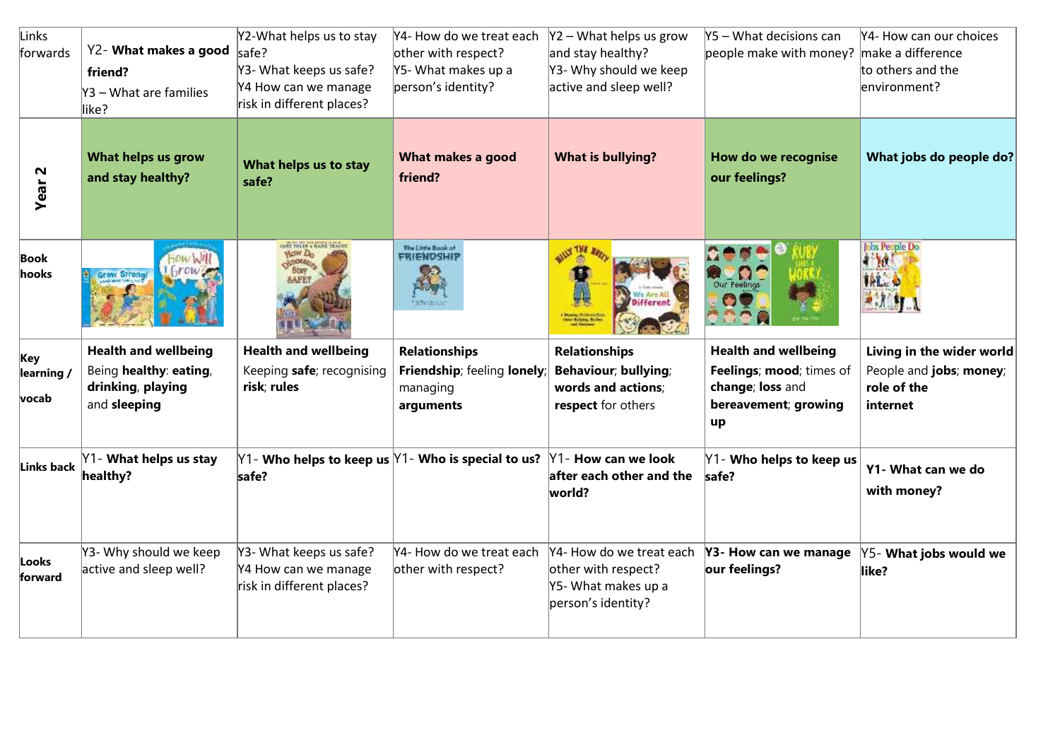| Links forwards | Y2- **What makes a good friend?**<br>Y3 – What are families like? | Y2-What helps us to stay safe?<br>Y3- What keeps us safe?<br>Y4 How can we manage risk in different places? | Y4- How do we treat each other with respect?<br>Y5- What makes up a person's identity? | Y2 – What helps us grow and stay healthy?<br>Y3- Why should we keep active and sleep well? | Y5 – What decisions can people make with money? | Y4- How can our choices make a difference to others and the environment? |
|---|---|---|---|---|---|---|
| **Year 2** | **What helps us grow and stay healthy?** | **What helps us to stay safe?** | **What makes a good friend?** | **What is bullying?** | **How do we recognise our feelings?** | **What jobs do people do?** |
| **Book hooks** | | | | | | |
| **Key learning / vocab** | **Health and wellbeing**<br>Being **healthy**: **eating**, **drinking**, **playing** and **sleeping** | **Health and wellbeing**<br>Keeping **safe**; recognising **risk**; **rules** | **Relationships**<br>**Friendship**; feeling **lonely**; managing **arguments** | **Relationships**<br>**Behaviour**; **bullying**; **words and actions**; **respect** for others | **Health and wellbeing**<br>**Feelings**; **mood**; times of **change**; **loss** and **bereavement**; **growing up** | **Living in the wider world**<br>People and **jobs**; **money**; **role of the internet** |
| **Links back** | Y1- **What helps us stay healthy?** | Y1- **Who helps to keep us safe?** | Y1- **Who is special to us?** | Y1- **How can we look after each other and the world?** | Y1- **Who helps to keep us safe?** | **Y1- What can we do with money?** |
| **Looks forward** | Y3- Why should we keep active and sleep well? | Y3- What keeps us safe?<br>Y4 How can we manage risk in different places? | Y4- How do we treat each other with respect? | Y4- How do we treat each other with respect?<br>Y5- What makes up a person's identity? | **Y3- How can we manage our feelings?** | Y5- **What jobs would we like?** |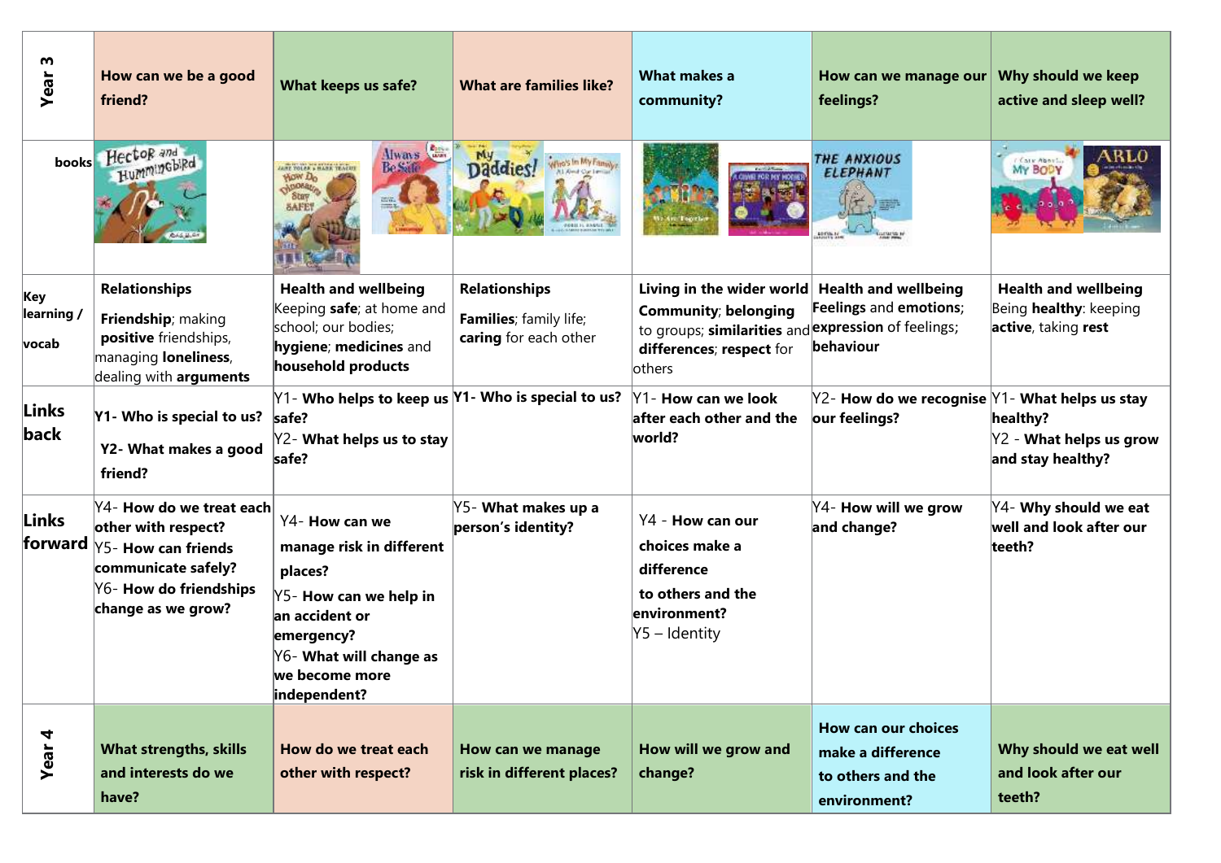| Year 3 | How can we be a good friend? | What keeps us safe? | What are families like? | What makes a community? | How can we manage our feelings? | Why should we keep active and sleep well? |
|---|---|---|---|---|---|---|
| books | Hector and Hummingbird | How Do Dinosaurs Stay Safe? / Always Be Safe | My Daddies! / Who's In My Family? | We Are Together / A Chair for My Mother | The Anxious Elephant | I Care About... My Body / Arlo |
| Key learning / vocab | **Relationships**<br>**Friendship**; making **positive** friendships, managing **loneliness**, dealing with **arguments** | **Health and wellbeing**<br>Keeping **safe**; at home and school; our bodies; **hygiene**; **medicines** and **household products** | **Relationships**<br>**Families**; family life; **caring** for each other | **Living in the wider world**<br>**Community**; **belonging** to groups; **similarities** and **differences**; **respect** for others | **Health and wellbeing**<br>**Feelings** and **emotions**; **expression** of feelings; **behaviour** | **Health and wellbeing**<br>Being **healthy**: keeping **active**, taking **rest** |
| Links back | Y1- **Who is special to us?**<br>Y2- **What makes a good friend?** | Y1- **Who helps to keep us safe?**<br>Y2- **What helps us to stay safe?** | Y1- **Who is special to us?** | Y1- **How can we look after each other and the world?** | Y2- **How do we recognise our feelings?** | Y1- **What helps us stay healthy?**<br>Y2 - **What helps us grow and stay healthy?** |
| Links forward | Y4- **How do we treat each other with respect?**<br>Y5- **How can friends communicate safely?**<br>Y6- **How do friendships change as we grow?** | Y4- **How can we manage risk in different places?**<br>Y5- **How can we help in an accident or emergency?**<br>Y6- **What will change as we become more independent?** | Y5- **What makes up a person's identity?** | Y4 - **How can our choices make a difference to others and the environment?**<br>Y5 – Identity | Y4- **How will we grow and change?** | Y4- **Why should we eat well and look after our teeth?** |
| Year 4 | What strengths, skills and interests do we have? | How do we treat each other with respect? | How can we manage risk in different places? | How will we grow and change? | How can our choices make a difference to others and the environment? | Why should we eat well and look after our teeth? |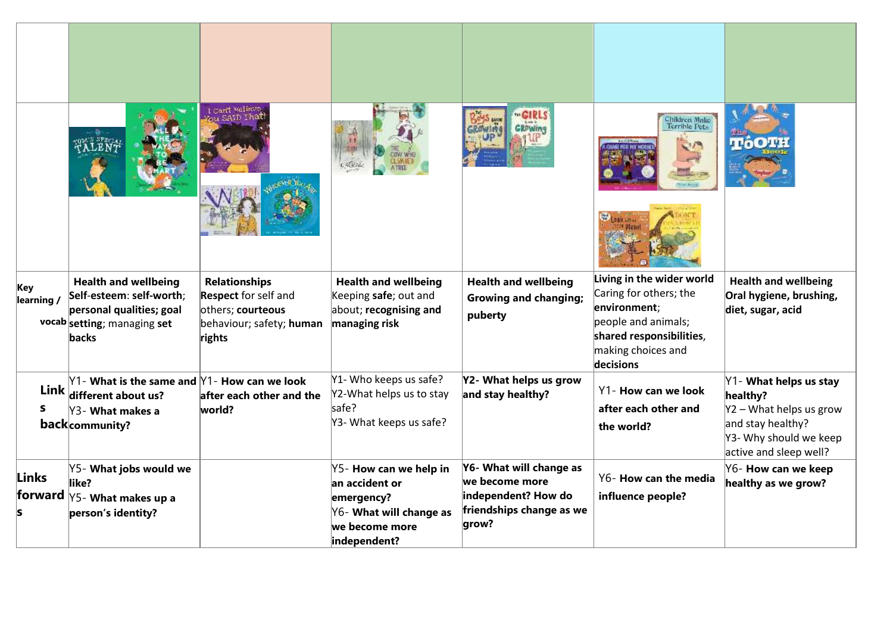|  |  |  |  |  |  |  |
|---|---|---|---|---|---|---|
|  |  |  |  |  |  |  |
|  |  |  |  |  |  |  |
| **Key learning / vocab** | **Health and wellbeing** **Self-esteem**: **self-worth**; **personal qualities; goal setting**; managing **set backs** | **Relationships** **Respect** for self and others; **courteous** behaviour; safety; **human rights** | **Health and wellbeing** Keeping **safe**; out and about; **recognising and managing risk** | **Health and wellbeing** **Growing and changing; puberty** | **Living in the wider world** Caring for others; the **environment**; people and animals; **shared responsibilities**, making choices and **decisions** | **Health and wellbeing** **Oral hygiene, brushing, diet, sugar, acid** |
| **Links back** | Y1- **What is the same and different about us?** Y3- **What makes a community?** | Y1- **How can we look after each other and the world?** | Y1- Who keeps us safe? Y2-What helps us to stay safe? Y3- What keeps us safe? | **Y2- What helps us grow and stay healthy?** | Y1- **How can we look after each other and the world?** | Y1- **What helps us stay healthy?** Y2 – What helps us grow and stay healthy? Y3- Why should we keep active and sleep well? |
| **Links forwards** | Y5- **What jobs would we like?** Y5- **What makes up a person's identity?** |  | Y5- **How can we help in an accident or emergency?** Y6- **What will change as we become more independent?** | **Y6- What will change as we become more independent? How do friendships change as we grow?** | Y6- **How can the media influence people?** | Y6- **How can we keep healthy as we grow?** |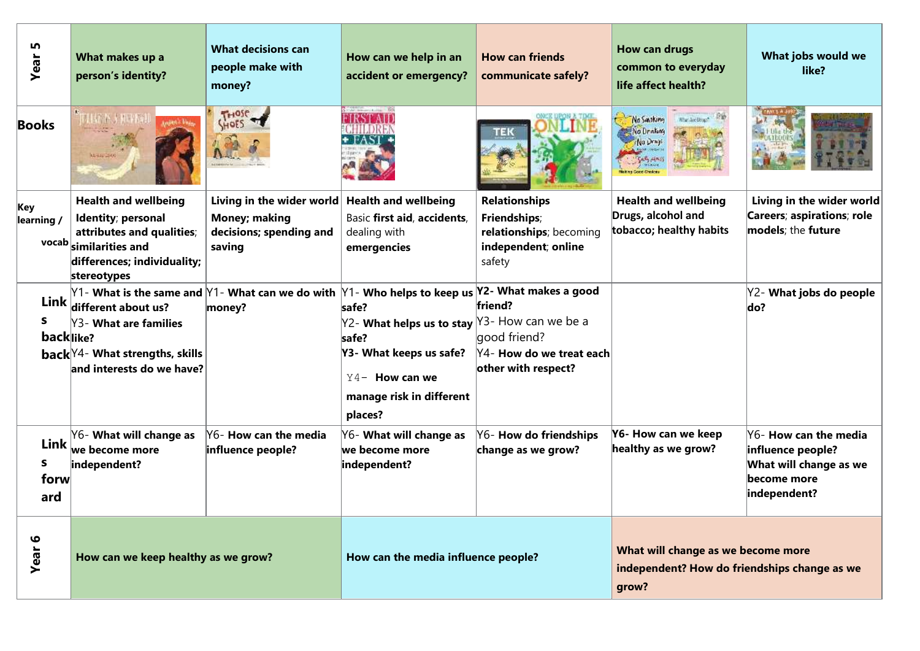| Year 5 | What makes up a person's identity? | What decisions can people make with money? | How can we help in an accident or emergency? | How can friends communicate safely? | How can drugs common to everyday life affect health? | What jobs would we like? |
|---|---|---|---|---|---|---|
| **Books** | | | | | | |
| **Key learning / vocab** | **Health and wellbeing** **Identity**; **personal attributes and qualities**; **similarities and differences; individuality; stereotypes** | **Living in the wider world** **Money; making decisions; spending and saving** | **Health and wellbeing** Basic **first aid**, **accidents**, dealing with **emergencies** | **Relationships** **Friendships**; **relationships**; becoming **independent**; **online** safety | **Health and wellbeing** **Drugs, alcohol and tobacco; healthy habits** | **Living in the wider world** **Careers**; **aspirations**; **role models**; the **future** |
| **Links back** | Y1- **What is the same and different about us?** Y3- **What are families like?** Y4- **What strengths, skills and interests do we have?** | Y1- **What can we do with money?** | Y1- **Who helps to keep us safe?** Y2- **What helps us to stay safe?** **Y3- What keeps us safe?** Y4- **How can we manage risk in different places?** | **Y2- What makes a good friend?** Y3- How can we be a good friend? Y4- **How do we treat each other with respect?** | | Y2- **What jobs do people do?** |
| **Links forward** | Y6- **What will change as we become more independent?** | Y6- **How can the media influence people?** | Y6- **What will change as we become more independent?** | Y6- **How do friendships change as we grow?** | **Y6- How can we keep healthy as we grow?** | Y6- **How can the media influence people? What will change as we become more independent?** |
| **Year 6** | How can we keep healthy as we grow? | | How can the media influence people? | | What will change as we become more independent? How do friendships change as we grow? | |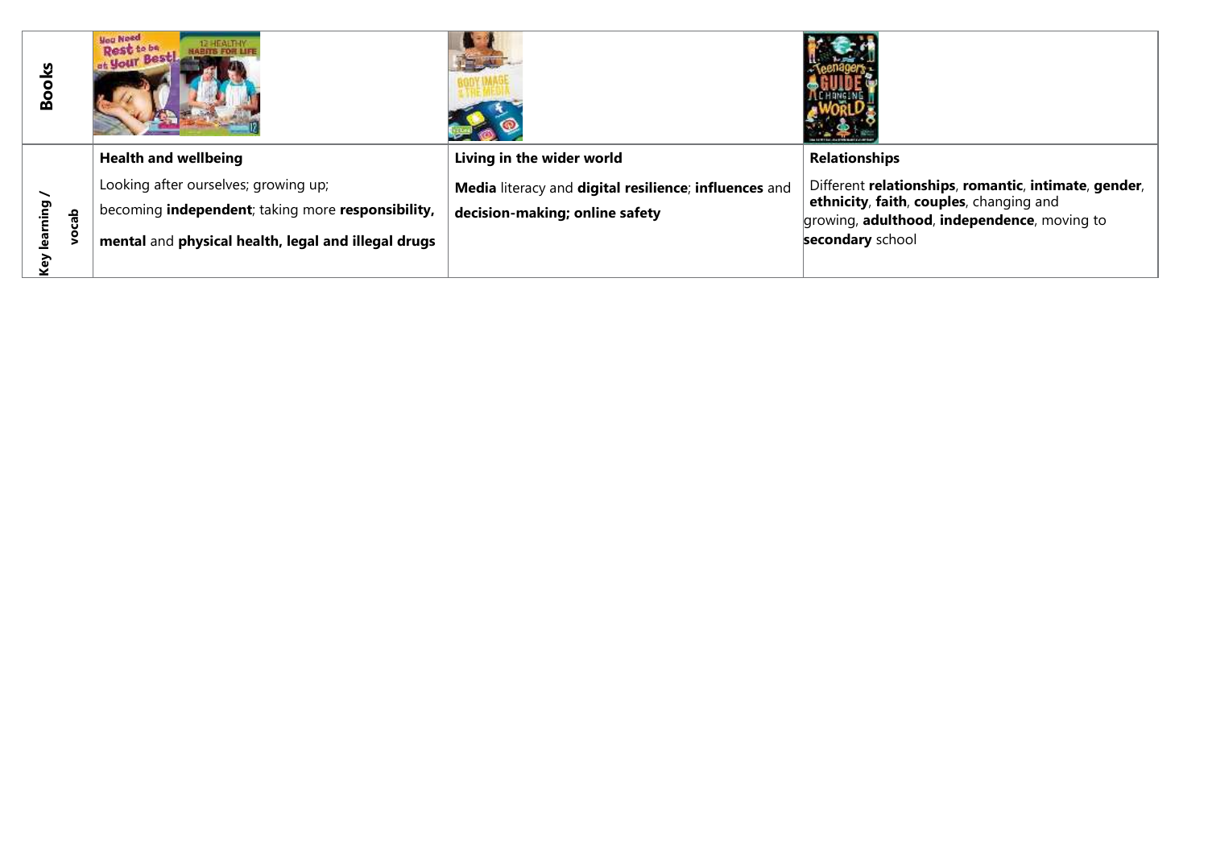| | | | |
|---|---|---|---|
| **Books** | | | |
| **Key learning / vocab** | **Health and wellbeing**<br>Looking after ourselves; growing up;<br>becoming **independent**; taking more **responsibility,**<br>**mental** and **physical health, legal and illegal drugs** | **Living in the wider world**<br>**Media** literacy and **digital resilience**; **influences** and **decision-making; online safety** | **Relationships**<br>Different **relationships**, **romantic**, **intimate**, **gender**, **ethnicity**, **faith**, **couples**, changing and growing, **adulthood**, **independence**, moving to **secondary** school |